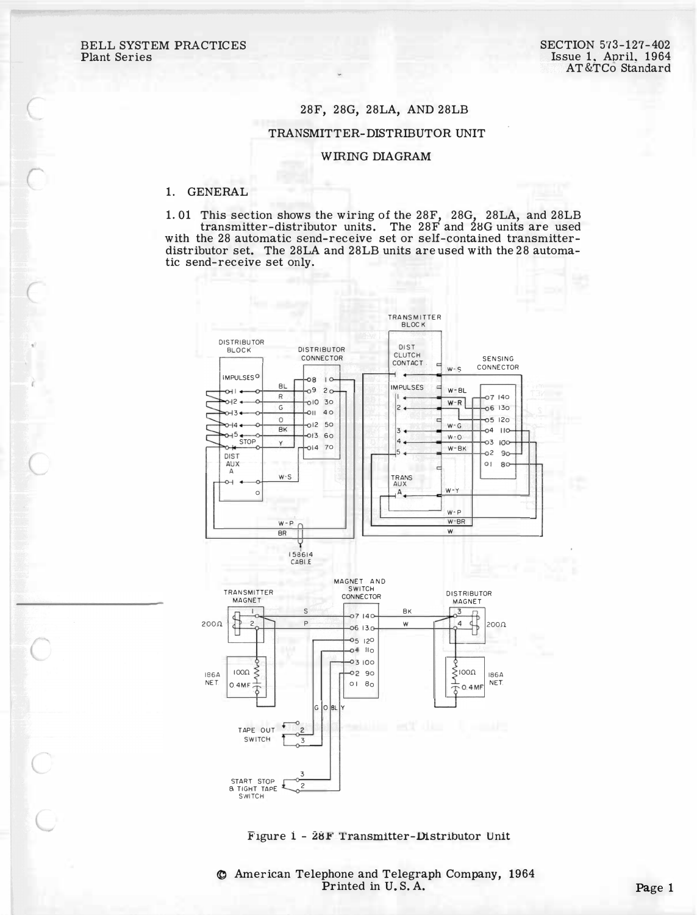BELL SYSTEM PRACTICES
Plant Series

SECTION 573-127-402
Issue 1, April, 1964
AT&TCo Standard

# 28F, 28G, 28LA, AND 28LB TRANSMITTER-DISTRIBUTOR UNIT WIRING DIAGRAM

## 1. GENERAL

1.01 This section shows the wiring of the 28F, 28G, 28LA, and 28LB transmitter-distributor units. The 28F and 28G units are used with the 28 automatic send-receive set or self-contained transmitter-distributor set. The 28LA and 28LB units are used with the 28 automatic send-receive set only.

Figure 1 - 28F Transmitter-Distributor Unit

© American Telephone and Telegraph Company, 1964
Printed in U.S.A.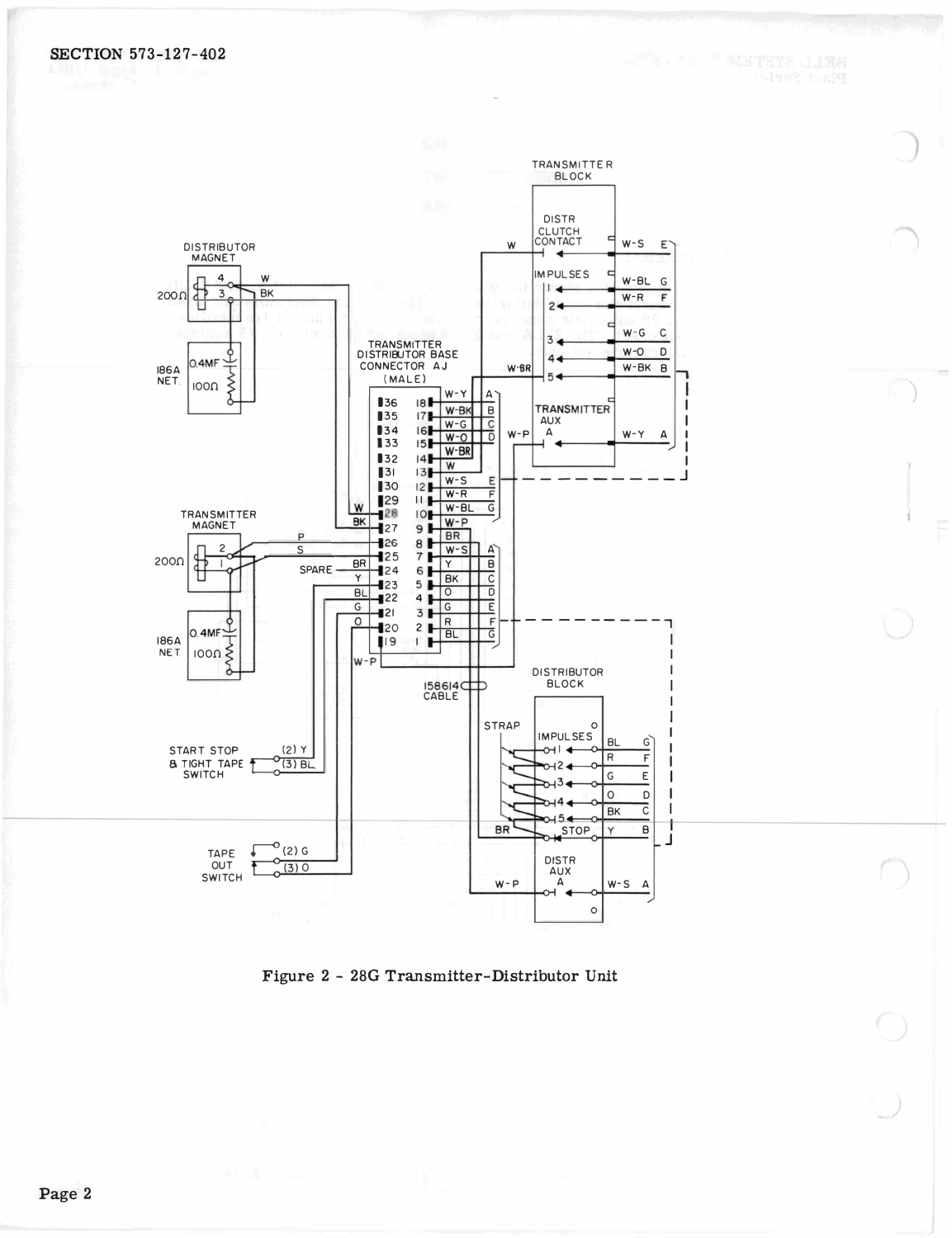Figure 2 - 28G Transmitter-Distributor Unit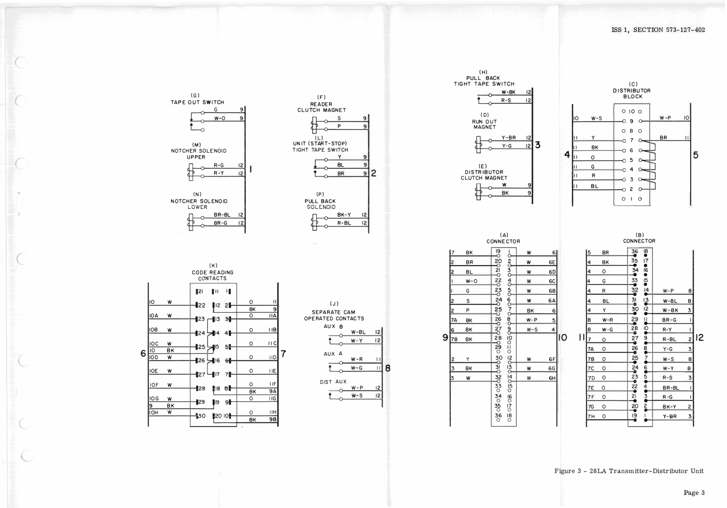(G) TAPE OUT SWITCH

| Wire | Terminal |
|---|---|
| G | 9 |
| W-O | 9 |

(M) NOTCHER SOLENOID UPPER

| Wire | Terminal |
|---|---|
| R-G | 12 |
| R-Y | 12 |

(N) NOTCHER SOLENOID LOWER

| Wire | Terminal |
|---|---|
| BR-BL | 12 |
| BR-G | 12 |

1

(F) READER CLUTCH MAGNET

| Wire | Terminal |
|---|---|
| S | 9 |
| P | 9 |

(L) UNIT (START-STOP) TIGHT TAPE SWITCH

| Wire | Terminal |
|---|---|
| Y | 9 |
| BL | 9 |
| BR | 9 |

(P) PULL BACK SOLENOID

| Wire | Terminal |
|---|---|
| BK-Y | 12 |
| R-BL | 12 |

2

(H) PULL BACK TIGHT TAPE SWITCH

| Wire | Terminal |
|---|---|
| W-BK | 12 |
| R-S | 12 |

(D) RUN OUT MAGNET

| Wire | Terminal |
|---|---|
| Y-BR | 12 |
| Y-G | 12 |

(E) DISTRIBUTOR CLUTCH MAGNET

| Wire | Terminal |
|---|---|
| W | 9 |
| BK | 9 |

3

(C) DISTRIBUTOR BLOCK

| 4 | Wire | Block Terminal | Wire | 5 |
|---|---|---|---|---|
| | | 10 | | |
| 10 | W-S | 9 | W-P | 10 |
| | | 8 | | |
| 11 | Y | 7 | BR | 11 |
| 11 | BK | 6 | | |
| 11 | O | 5 | | |
| 11 | G | 4 | | |
| 11 | R | 3 | | |
| 11 | BL | 2 | | |
| | | 1 | | |

(K) CODE READING CONTACTS

| 6 | Wire | Contact | Contact | Contact | Wire | 7 |
|---|---|---|---|---|---|---|
| | | 21 | 11 | 1 | | |
| 10 | W | 22 | 12 | 2 | O | 11 |
| | | | | | BK | 9 |
| 10A | W | 23 | 13 | 3 | O | 11A |
| 10B | W | 24 | 14 | 4 | O | 11B |
| 10C | W | 25 | 15 | 5 | O | 11C |
| 10 | BK | | | | | |
| 10D | W | 26 | 16 | 6 | O | 11D |
| 10E | W | 27 | 17 | 7 | O | 11E |
| 10F | W | 28 | 18 | 8 | O | 11F |
| | | | | | BK | 9A |
| 10G | W | 29 | 19 | 9 | O | 11G |
| 9 | BK | | | | | |
| 10H | W | 30 | 20 | 10 | O | 11H |
| | | | | | BK | 9B |

(J) SEPARATE CAM OPERATED CONTACTS

| Contact | Wire | Terminal |
|---|---|---|
| AUX B | W-BL | 12 |
| | W-Y | 12 |
| AUX A | W-R | 11 |
| | W-G | 11 |
| DIST AUX | W-P | 12 |
| | W-S | 12 |

8

(A) CONNECTOR

| 9 | Wire | Pin | Pin | Wire | 10 |
|---|---|---|---|---|---|
| 7 | BK | 19 | 1 | W | 6 |
| 2 | BR | 20 | 2 | W | 6E |
| 2 | BL | 21 | 3 | W | 6D |
| 1 | W-O | 22 | 4 | W | 6C |
| 1 | G | 23 | 5 | W | 6B |
| 2 | S | 24 | 6 | W | 6A |
| 2 | P | 25 | 7 | BK | 6 |
| 7A | BK | 26 | 8 | W-P | 5 |
| 6 | BK | 27 | 9 | W-S | 4 |
| 7B | BK | 28 | 10 | | |
| | | 29 | 11 | | |
| 2 | Y | 30 | 12 | W | 6F |
| 3 | BK | 31 | 13 | W | 6G |
| 3 | W | 32 | 14 | W | 6H |
| | | 33 | 15 | | |
| | | 34 | 16 | | |
| | | 35 | 17 | | |
| | | 36 | 18 | | |

(B) CONNECTOR

| 11 | Wire | Pin | Pin | Wire | 12 |
|---|---|---|---|---|---|
| 5 | BR | 36 | 18 | | |
| 4 | BK | 35 | 17 | | |
| 4 | O | 34 | 16 | | |
| 4 | G | 33 | 15 | | |
| 4 | R | 32 | 14 | W-P | 8 |
| 4 | BL | 31 | 13 | W-BL | 8 |
| 4 | Y | 30 | 12 | W-BK | 3 |
| 8 | W-R | 29 | 11 | BR-G | 1 |
| 8 | W-G | 28 | 10 | R-Y | 1 |
| 7 | O | 27 | 9 | R-BL | 2 |
| 7A | O | 26 | 8 | Y-G | 3 |
| 7B | O | 25 | 7 | W-S | 8 |
| 7C | O | 24 | 6 | W-Y | 8 |
| 7D | O | 23 | 5 | R-S | 3 |
| 7E | O | 22 | 4 | BR-BL | 1 |
| 7F | O | 21 | 3 | R-G | 1 |
| 7G | O | 20 | 2 | BK-Y | 2 |
| 7H | O | 19 | 1 | Y-BR | 3 |

Figure 3 - 28LA Transmitter-Distributor Unit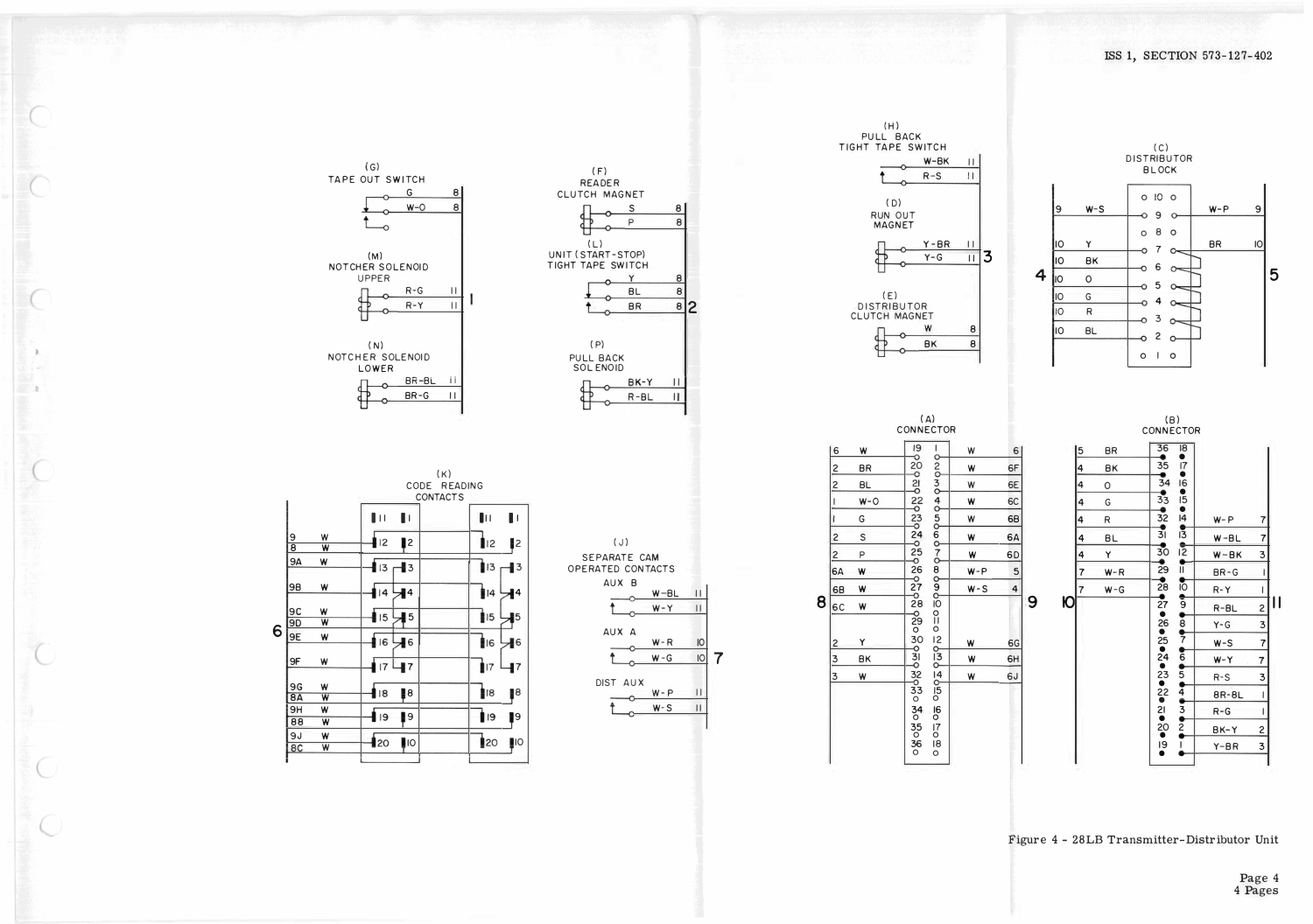(G)
TAPE OUT SWITCH
G 8
W-O 8

(M)
NOTCHER SOLENOID
UPPER
R-G 11
R-Y 11

(N)
NOTCHER SOLENOID
LOWER
BR-BL 11
BR-G 11

1

(F)
READER
CLUTCH MAGNET
S 8
P 8

(L)
UNIT (START-STOP)
TIGHT TAPE SWITCH
Y 8
BL 8
BR 8

2

(P)
PULL BACK
SOLENOID
BK-Y 11
R-BL 11

(H)
PULL BACK
TIGHT TAPE SWITCH
W-BK 11
R-S 11

(D)
RUN OUT
MAGNET
Y-BR 11
Y-G 11

3

(E)
DISTRIBUTOR
CLUTCH MAGNET
W 8
BK 8

(C)
DISTRIBUTOR
BLOCK

4

| | | Terminal | | |
|---|---|---|---|---|
| | | 10 | | |
| 9 | W-S | 9 | W-P | 9 |
| | | 8 | | |
| 10 | Y | 7 | BR | 10 |
| 10 | BK | 6 | | |
| 10 | O | 5 | | |
| 10 | G | 4 | | |
| 10 | R | 3 | | |
| 10 | BL | 2 | | |
| | | 1 | | |

5

(K)
CODE READING
CONTACTS

6

| | | |
|---|---|---|
| 9 | W | |
| 8 | W | |
| 9A | W | |
| 9B | W | |
| 9C | W | |
| 9D | W | |
| 9E | W | |
| 9F | W | |
| 9G | W | |
| 8A | W | |
| 9H | W | |
| 8B | W | |
| 9J | W | |
| 8C | W | |

Contacts: 11, 1, 12, 2, 13, 3, 14, 4, 15, 5, 16, 6, 17, 7, 18, 8, 19, 9, 20, 10

(J)
SEPARATE CAM
OPERATED CONTACTS
AUX B
W-BL 11
W-Y 11
AUX A
W-R 10
W-G 10
DIST AUX
W-P 11
W-S 11

7

(A)
CONNECTOR

8

| | | Pin | Pin | | |
|---|---|---|---|---|---|
| 6 | W | 19 | 1 | W | 6 |
| 2 | BR | 20 | 2 | W | 6F |
| 2 | BL | 21 | 3 | W | 6E |
| 1 | W-O | 22 | 4 | W | 6C |
| 1 | G | 23 | 5 | W | 6B |
| 2 | S | 24 | 6 | W | 6A |
| 2 | P | 25 | 7 | W | 6D |
| 6A | W | 26 | 8 | W-P | 5 |
| 6B | W | 27 | 9 | W-S | 4 |
| 6C | W | 28 | 10 | | |
| | | 29 | 11 | | |
| 2 | Y | 30 | 12 | W | 6G |
| 3 | BK | 31 | 13 | W | 6H |
| 3 | W | 32 | 14 | W | 6J |
| | | 33 | 15 | | |
| | | 34 | 16 | | |
| | | 35 | 17 | | |
| | | 36 | 18 | | |

9

(B)
CONNECTOR

10

| | | Pin | Pin | | |
|---|---|---|---|---|---|
| 5 | BR | 36 | 18 | | |
| 4 | BK | 35 | 17 | | |
| 4 | O | 34 | 16 | | |
| 4 | G | 33 | 15 | | |
| 4 | R | 32 | 14 | W-P | 7 |
| 4 | BL | 31 | 13 | W-BL | 7 |
| 4 | Y | 30 | 12 | W-BK | 3 |
| 7 | W-R | 29 | 11 | BR-G | 1 |
| 7 | W-G | 28 | 10 | R-Y | 1 |
| | | 27 | 9 | R-BL | 2 |
| | | 26 | 8 | Y-G | 3 |
| | | 25 | 7 | W-S | 7 |
| | | 24 | 6 | W-Y | 7 |
| | | 23 | 5 | R-S | 3 |
| | | 22 | 4 | BR-BL | 1 |
| | | 21 | 3 | R-G | 1 |
| | | 20 | 2 | BK-Y | 2 |
| | | 19 | 1 | Y-BR | 3 |

11

Figure 4 - 28LB Transmitter-Distributor Unit